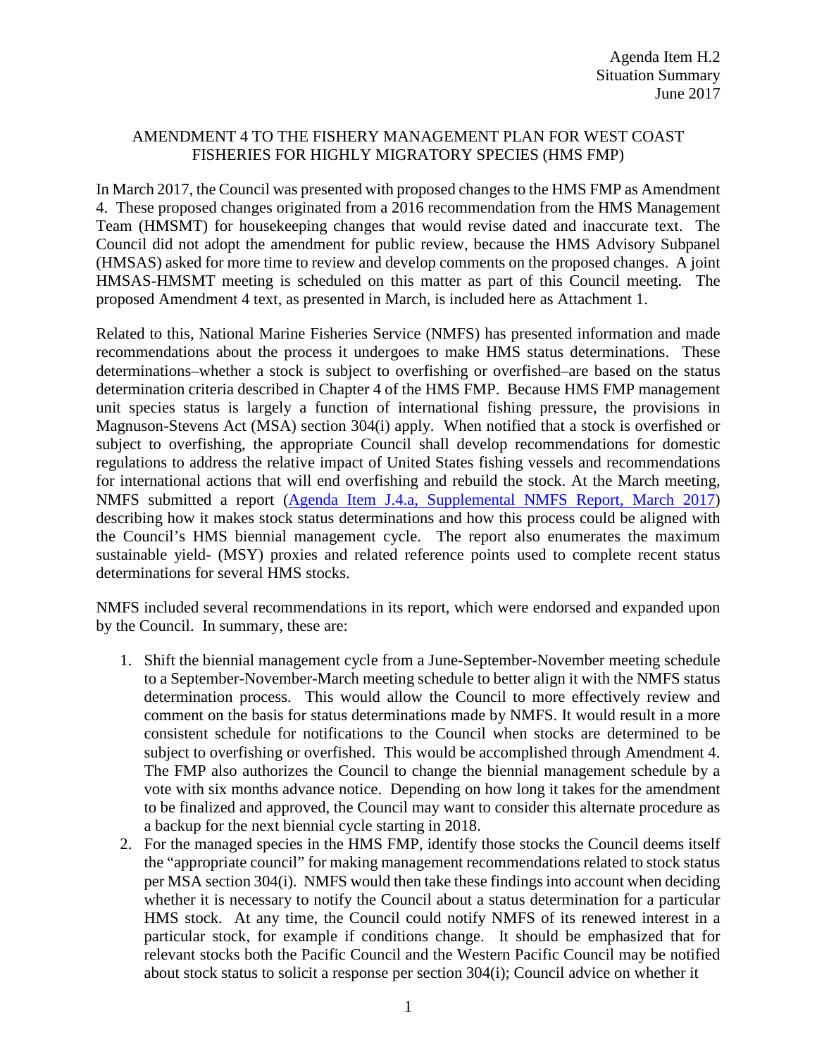Agenda Item H.2
Situation Summary
June 2017

# AMENDMENT 4 TO THE FISHERY MANAGEMENT PLAN FOR WEST COAST FISHERIES FOR HIGHLY MIGRATORY SPECIES (HMS FMP)

In March 2017, the Council was presented with proposed changes to the HMS FMP as Amendment 4. These proposed changes originated from a 2016 recommendation from the HMS Management Team (HMSMT) for housekeeping changes that would revise dated and inaccurate text. The Council did not adopt the amendment for public review, because the HMS Advisory Subpanel (HMSAS) asked for more time to review and develop comments on the proposed changes. A joint HMSAS-HMSMT meeting is scheduled on this matter as part of this Council meeting. The proposed Amendment 4 text, as presented in March, is included here as Attachment 1.

Related to this, National Marine Fisheries Service (NMFS) has presented information and made recommendations about the process it undergoes to make HMS status determinations. These determinations–whether a stock is subject to overfishing or overfished–are based on the status determination criteria described in Chapter 4 of the HMS FMP. Because HMS FMP management unit species status is largely a function of international fishing pressure, the provisions in Magnuson-Stevens Act (MSA) section 304(i) apply. When notified that a stock is overfished or subject to overfishing, the appropriate Council shall develop recommendations for domestic regulations to address the relative impact of United States fishing vessels and recommendations for international actions that will end overfishing and rebuild the stock. At the March meeting, NMFS submitted a report (Agenda Item J.4.a, Supplemental NMFS Report, March 2017) describing how it makes stock status determinations and how this process could be aligned with the Council's HMS biennial management cycle. The report also enumerates the maximum sustainable yield- (MSY) proxies and related reference points used to complete recent status determinations for several HMS stocks.

NMFS included several recommendations in its report, which were endorsed and expanded upon by the Council. In summary, these are:

1. Shift the biennial management cycle from a June-September-November meeting schedule to a September-November-March meeting schedule to better align it with the NMFS status determination process. This would allow the Council to more effectively review and comment on the basis for status determinations made by NMFS. It would result in a more consistent schedule for notifications to the Council when stocks are determined to be subject to overfishing or overfished. This would be accomplished through Amendment 4. The FMP also authorizes the Council to change the biennial management schedule by a vote with six months advance notice. Depending on how long it takes for the amendment to be finalized and approved, the Council may want to consider this alternate procedure as a backup for the next biennial cycle starting in 2018.
2. For the managed species in the HMS FMP, identify those stocks the Council deems itself the "appropriate council" for making management recommendations related to stock status per MSA section 304(i). NMFS would then take these findings into account when deciding whether it is necessary to notify the Council about a status determination for a particular HMS stock. At any time, the Council could notify NMFS of its renewed interest in a particular stock, for example if conditions change. It should be emphasized that for relevant stocks both the Pacific Council and the Western Pacific Council may be notified about stock status to solicit a response per section 304(i); Council advice on whether it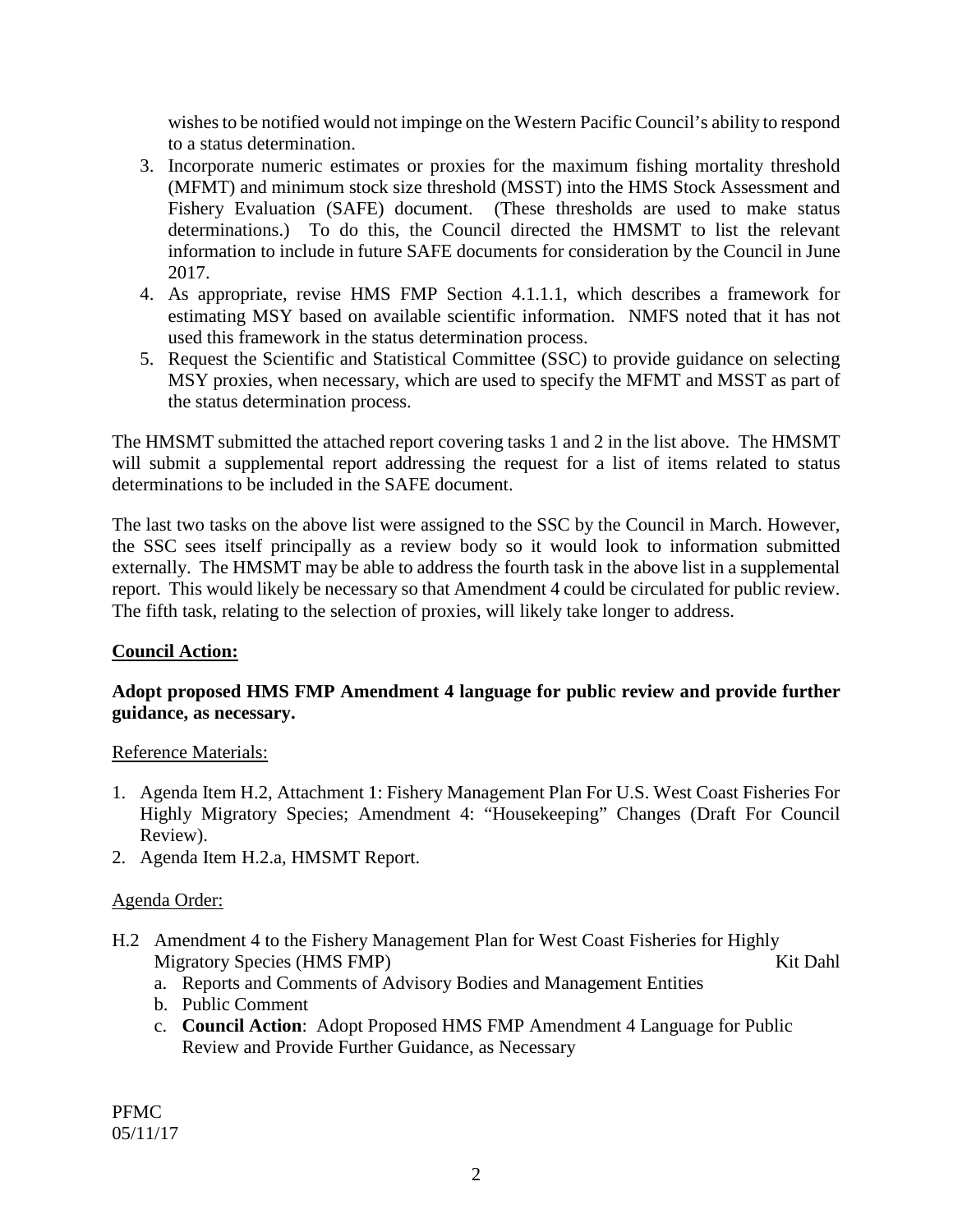wishes to be notified would not impinge on the Western Pacific Council's ability to respond to a status determination.

3. Incorporate numeric estimates or proxies for the maximum fishing mortality threshold (MFMT) and minimum stock size threshold (MSST) into the HMS Stock Assessment and Fishery Evaluation (SAFE) document. (These thresholds are used to make status determinations.) To do this, the Council directed the HMSMT to list the relevant information to include in future SAFE documents for consideration by the Council in June 2017.
4. As appropriate, revise HMS FMP Section 4.1.1.1, which describes a framework for estimating MSY based on available scientific information. NMFS noted that it has not used this framework in the status determination process.
5. Request the Scientific and Statistical Committee (SSC) to provide guidance on selecting MSY proxies, when necessary, which are used to specify the MFMT and MSST as part of the status determination process.

The HMSMT submitted the attached report covering tasks 1 and 2 in the list above. The HMSMT will submit a supplemental report addressing the request for a list of items related to status determinations to be included in the SAFE document.

The last two tasks on the above list were assigned to the SSC by the Council in March. However, the SSC sees itself principally as a review body so it would look to information submitted externally. The HMSMT may be able to address the fourth task in the above list in a supplemental report. This would likely be necessary so that Amendment 4 could be circulated for public review. The fifth task, relating to the selection of proxies, will likely take longer to address.

**Council Action:**

**Adopt proposed HMS FMP Amendment 4 language for public review and provide further guidance, as necessary.**

Reference Materials:

1. Agenda Item H.2, Attachment 1: Fishery Management Plan For U.S. West Coast Fisheries For Highly Migratory Species; Amendment 4: "Housekeeping" Changes (Draft For Council Review).
2. Agenda Item H.2.a, HMSMT Report.

Agenda Order:

H.2 Amendment 4 to the Fishery Management Plan for West Coast Fisheries for Highly Migratory Species (HMS FMP) — Kit Dahl

   a. Reports and Comments of Advisory Bodies and Management Entities
   b. Public Comment
   c. **Council Action**: Adopt Proposed HMS FMP Amendment 4 Language for Public Review and Provide Further Guidance, as Necessary

PFMC
05/11/17